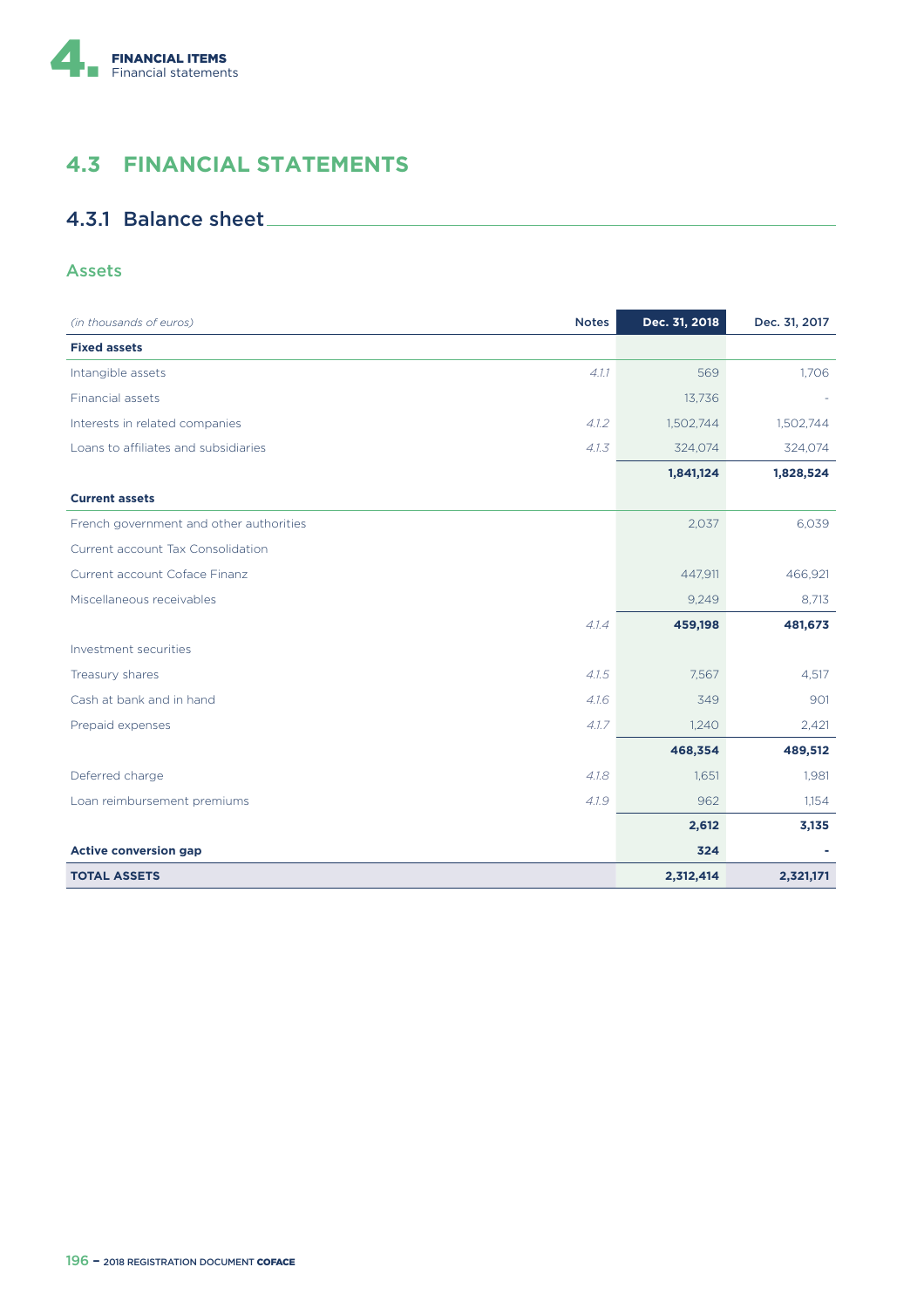## 4.3 FINANCIAL STATEMENTS

### 4.3.1 Balance sheet

#### Assets

| *(in thousands of euros)* | Notes | Dec. 31, 2018 | Dec. 31, 2017 |
|---|---|---|---|
| **Fixed assets** | | | |
| Intangible assets | *4.1.1* | 569 | 1,706 |
| Financial assets | | 13,736 | - |
| Interests in related companies | *4.1.2* | 1,502,744 | 1,502,744 |
| Loans to affiliates and subsidiaries | *4.1.3* | 324,074 | 324,074 |
| | | **1,841,124** | **1,828,524** |
| **Current assets** | | | |
| French government and other authorities | | 2,037 | 6,039 |
| Current account Tax Consolidation | | | |
| Current account Coface Finanz | | 447,911 | 466,921 |
| Miscellaneous receivables | | 9,249 | 8,713 |
| | *4.1.4* | **459,198** | **481,673** |
| Investment securities | | | |
| Treasury shares | *4.1.5* | 7,567 | 4,517 |
| Cash at bank and in hand | *4.1.6* | 349 | 901 |
| Prepaid expenses | *4.1.7* | 1,240 | 2,421 |
| | | **468,354** | **489,512** |
| Deferred charge | *4.1.8* | 1,651 | 1,981 |
| Loan reimbursement premiums | *4.1.9* | 962 | 1,154 |
| | | **2,612** | **3,135** |
| **Active conversion gap** | | **324** | **-** |
| **TOTAL ASSETS** | | **2,312,414** | **2,321,171** |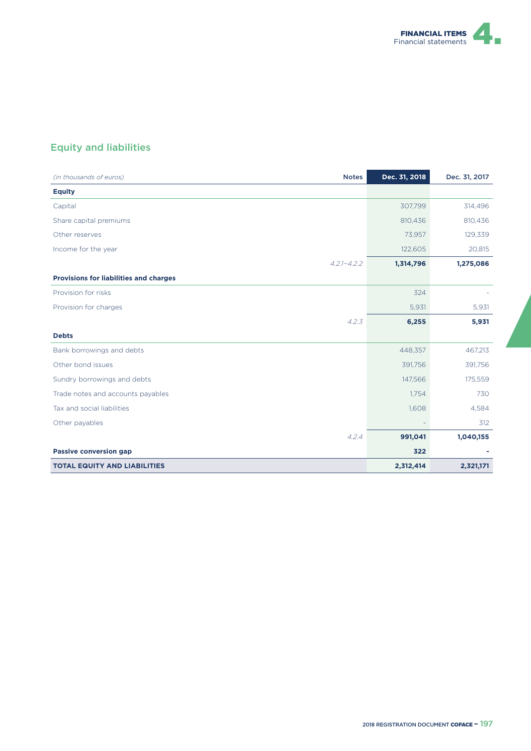## Equity and liabilities

| *(in thousands of euros)* | Notes | Dec. 31, 2018 | Dec. 31, 2017 |
|---|---|---|---|
| **Equity** | | | |
| Capital | | 307,799 | 314,496 |
| Share capital premiums | | 810,436 | 810,436 |
| Other reserves | | 73,957 | 129,339 |
| Income for the year | | 122,605 | 20,815 |
| | *4.2.1–4.2.2* | **1,314,796** | **1,275,086** |
| **Provisions for liabilities and charges** | | | |
| Provision for risks | | 324 | - |
| Provision for charges | | 5,931 | 5,931 |
| | *4.2.3* | **6,255** | **5,931** |
| **Debts** | | | |
| Bank borrowings and debts | | 448,357 | 467,213 |
| Other bond issues | | 391,756 | 391,756 |
| Sundry borrowings and debts | | 147,566 | 175,559 |
| Trade notes and accounts payables | | 1,754 | 730 |
| Tax and social liabilities | | 1,608 | 4,584 |
| Other payables | | - | 312 |
| | *4.2.4* | **991,041** | **1,040,155** |
| **Passive conversion gap** | | **322** | **-** |
| **TOTAL EQUITY AND LIABILITIES** | | **2,312,414** | **2,321,171** |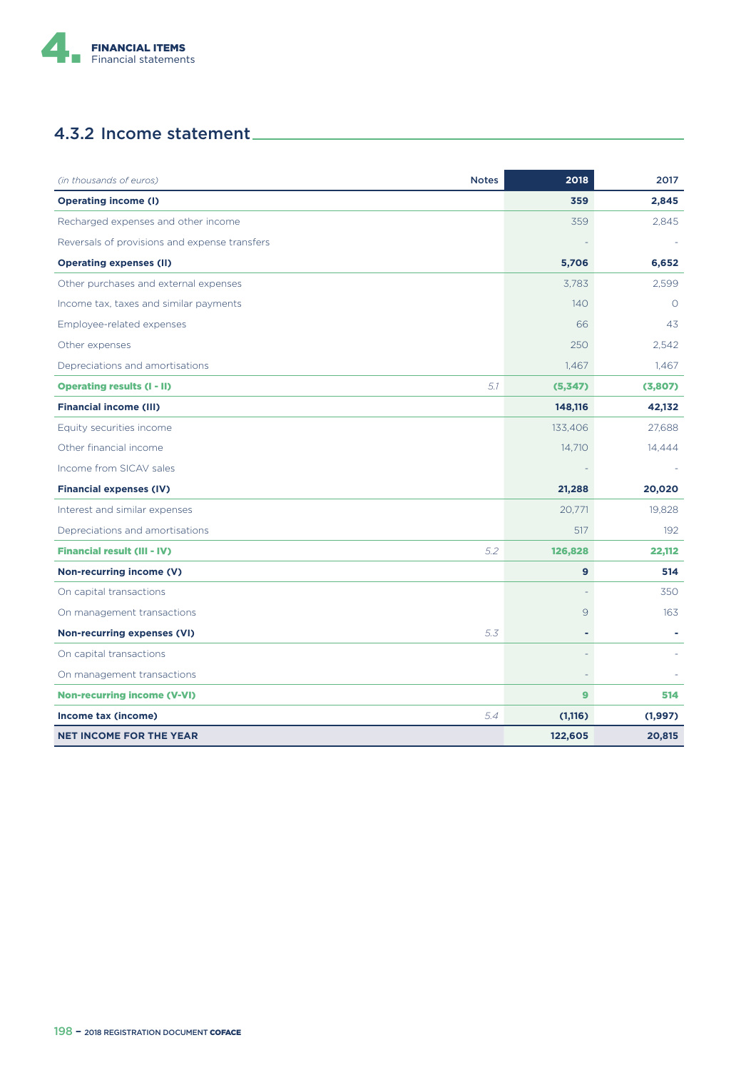## 4.3.2 Income statement

| *(in thousands of euros)* | Notes | 2018 | 2017 |
|---|---|---|---|
| **Operating income (I)** | | **359** | **2,845** |
| Recharged expenses and other income | | 359 | 2,845 |
| Reversals of provisions and expense transfers | | - | - |
| **Operating expenses (II)** | | **5,706** | **6,652** |
| Other purchases and external expenses | | 3,783 | 2,599 |
| Income tax, taxes and similar payments | | 140 | 0 |
| Employee-related expenses | | 66 | 43 |
| Other expenses | | 250 | 2,542 |
| Depreciations and amortisations | | 1,467 | 1,467 |
| **Operating results (I - II)** | *5.1* | **(5,347)** | **(3,807)** |
| **Financial income (III)** | | **148,116** | **42,132** |
| Equity securities income | | 133,406 | 27,688 |
| Other financial income | | 14,710 | 14,444 |
| Income from SICAV sales | | - | - |
| **Financial expenses (IV)** | | **21,288** | **20,020** |
| Interest and similar expenses | | 20,771 | 19,828 |
| Depreciations and amortisations | | 517 | 192 |
| **Financial result (III - IV)** | *5.2* | **126,828** | **22,112** |
| **Non-recurring income (V)** | | **9** | **514** |
| On capital transactions | | - | 350 |
| On management transactions | | 9 | 163 |
| **Non-recurring expenses (VI)** | *5.3* | **-** | **-** |
| On capital transactions | | - | - |
| On management transactions | | - | - |
| **Non-recurring income (V-VI)** | | **9** | **514** |
| **Income tax (income)** | *5.4* | **(1,116)** | **(1,997)** |
| **NET INCOME FOR THE YEAR** | | **122,605** | **20,815** |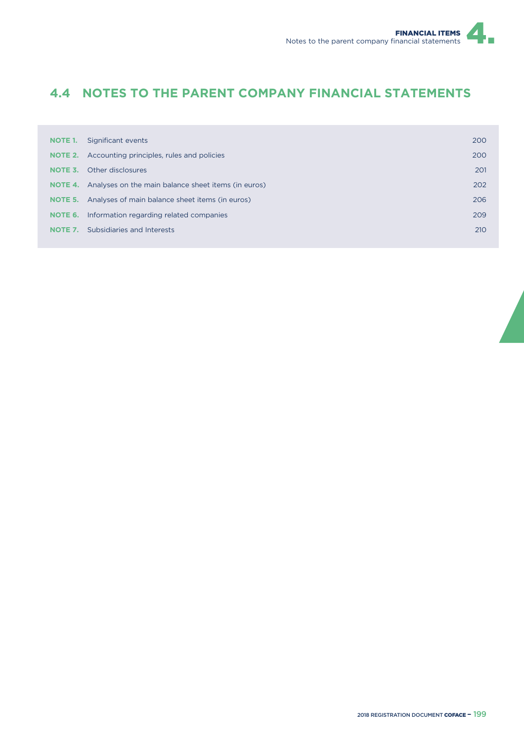## 4.4 NOTES TO THE PARENT COMPANY FINANCIAL STATEMENTS

| | | |
|---|---|---|
| **NOTE 1.** | Significant events | 200 |
| **NOTE 2.** | Accounting principles, rules and policies | 200 |
| **NOTE 3.** | Other disclosures | 201 |
| **NOTE 4.** | Analyses on the main balance sheet items (in euros) | 202 |
| **NOTE 5.** | Analyses of main balance sheet items (in euros) | 206 |
| **NOTE 6.** | Information regarding related companies | 209 |
| **NOTE 7.** | Subsidiaries and Interests | 210 |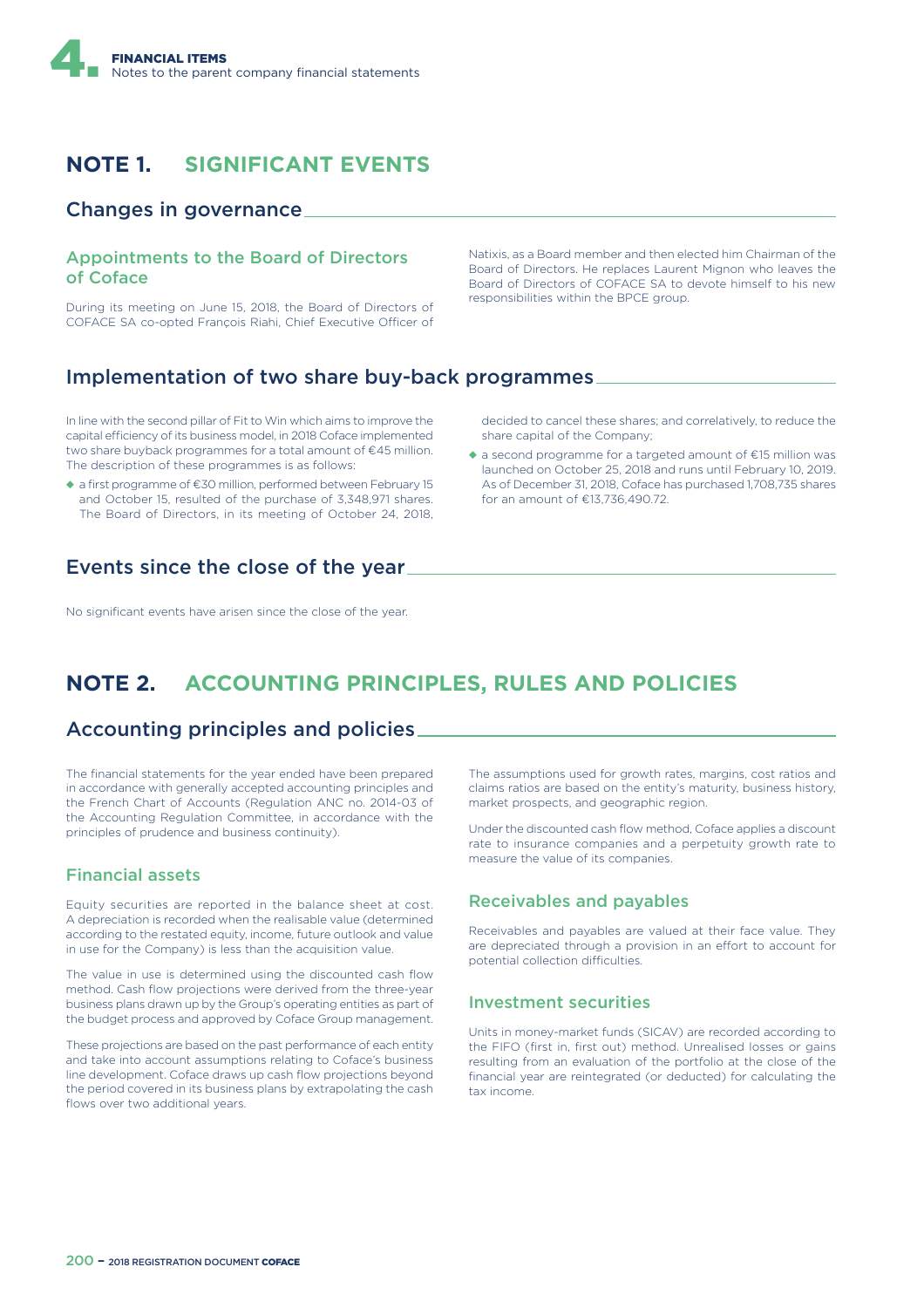# NOTE 1. SIGNIFICANT EVENTS

## Changes in governance

### Appointments to the Board of Directors of Coface

During its meeting on June 15, 2018, the Board of Directors of COFACE SA co-opted François Riahi, Chief Executive Officer of Natixis, as a Board member and then elected him Chairman of the Board of Directors. He replaces Laurent Mignon who leaves the Board of Directors of COFACE SA to devote himself to his new responsibilities within the BPCE group.

## Implementation of two share buy-back programmes

In line with the second pillar of Fit to Win which aims to improve the capital efficiency of its business model, in 2018 Coface implemented two share buyback programmes for a total amount of €45 million. The description of these programmes is as follows:

- a first programme of €30 million, performed between February 15 and October 15, resulted of the purchase of 3,348,971 shares. The Board of Directors, in its meeting of October 24, 2018, decided to cancel these shares; and correlatively, to reduce the share capital of the Company;
- a second programme for a targeted amount of €15 million was launched on October 25, 2018 and runs until February 10, 2019. As of December 31, 2018, Coface has purchased 1,708,735 shares for an amount of €13,736,490.72.

## Events since the close of the year

No significant events have arisen since the close of the year.

# NOTE 2. ACCOUNTING PRINCIPLES, RULES AND POLICIES

## Accounting principles and policies

The financial statements for the year ended have been prepared in accordance with generally accepted accounting principles and the French Chart of Accounts (Regulation ANC no. 2014-03 of the Accounting Regulation Committee, in accordance with the principles of prudence and business continuity).

### Financial assets

Equity securities are reported in the balance sheet at cost. A depreciation is recorded when the realisable value (determined according to the restated equity, income, future outlook and value in use for the Company) is less than the acquisition value.

The value in use is determined using the discounted cash flow method. Cash flow projections were derived from the three-year business plans drawn up by the Group's operating entities as part of the budget process and approved by Coface Group management.

These projections are based on the past performance of each entity and take into account assumptions relating to Coface's business line development. Coface draws up cash flow projections beyond the period covered in its business plans by extrapolating the cash flows over two additional years.

The assumptions used for growth rates, margins, cost ratios and claims ratios are based on the entity's maturity, business history, market prospects, and geographic region.

Under the discounted cash flow method, Coface applies a discount rate to insurance companies and a perpetuity growth rate to measure the value of its companies.

### Receivables and payables

Receivables and payables are valued at their face value. They are depreciated through a provision in an effort to account for potential collection difficulties.

### Investment securities

Units in money-market funds (SICAV) are recorded according to the FIFO (first in, first out) method. Unrealised losses or gains resulting from an evaluation of the portfolio at the close of the financial year are reintegrated (or deducted) for calculating the tax income.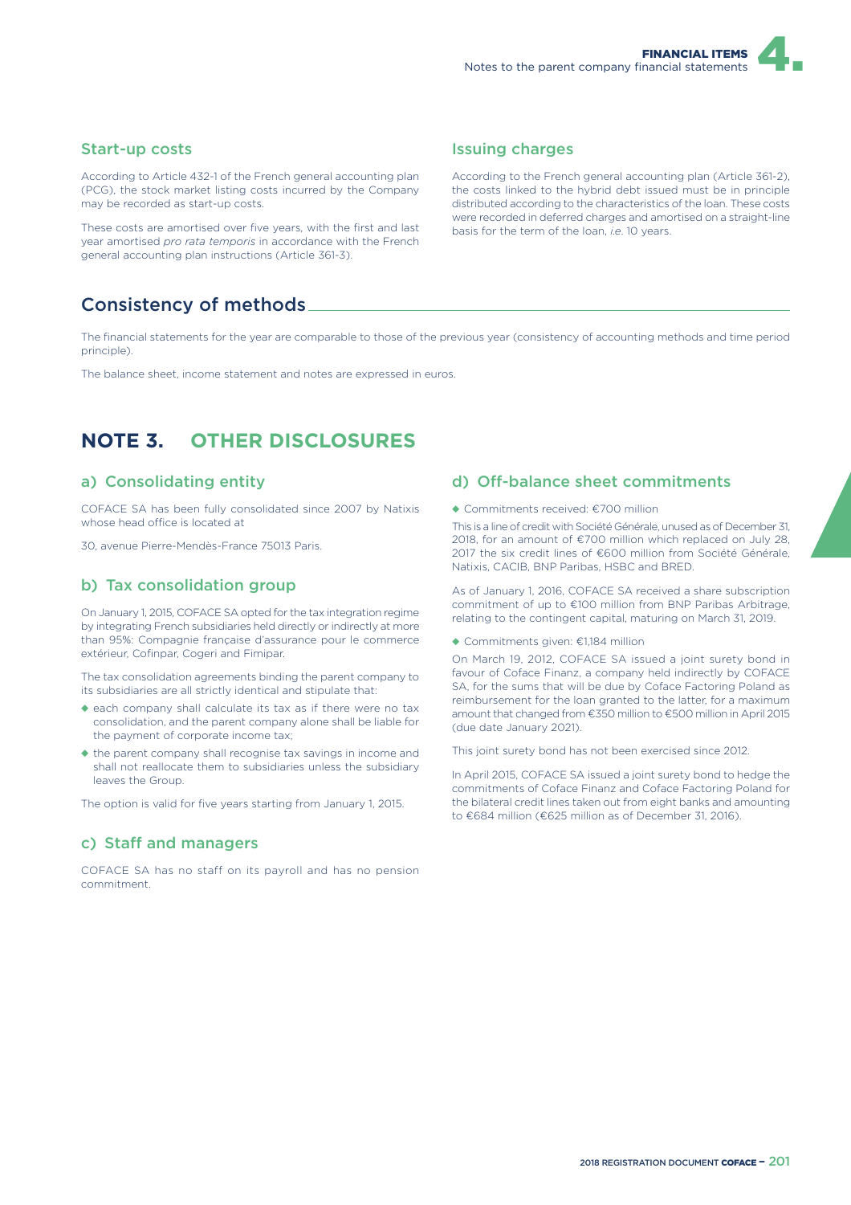### Start-up costs

According to Article 432-1 of the French general accounting plan (PCG), the stock market listing costs incurred by the Company may be recorded as start-up costs.

These costs are amortised over five years, with the first and last year amortised *pro rata temporis* in accordance with the French general accounting plan instructions (Article 361-3).

### Issuing charges

According to the French general accounting plan (Article 361-2), the costs linked to the hybrid debt issued must be in principle distributed according to the characteristics of the loan. These costs were recorded in deferred charges and amortised on a straight-line basis for the term of the loan, *i.e.* 10 years.

## Consistency of methods

The financial statements for the year are comparable to those of the previous year (consistency of accounting methods and time period principle).

The balance sheet, income statement and notes are expressed in euros.

# NOTE 3. OTHER DISCLOSURES

### a) Consolidating entity

COFACE SA has been fully consolidated since 2007 by Natixis whose head office is located at

30, avenue Pierre-Mendès-France 75013 Paris.

### b) Tax consolidation group

On January 1, 2015, COFACE SA opted for the tax integration regime by integrating French subsidiaries held directly or indirectly at more than 95%: Compagnie française d'assurance pour le commerce extérieur, Cofinpar, Cogeri and Fimipar.

The tax consolidation agreements binding the parent company to its subsidiaries are all strictly identical and stipulate that:

- each company shall calculate its tax as if there were no tax consolidation, and the parent company alone shall be liable for the payment of corporate income tax;
- the parent company shall recognise tax savings in income and shall not reallocate them to subsidiaries unless the subsidiary leaves the Group.

The option is valid for five years starting from January 1, 2015.

### c) Staff and managers

COFACE SA has no staff on its payroll and has no pension commitment.

### d) Off-balance sheet commitments

- Commitments received: €700 million

This is a line of credit with Société Générale, unused as of December 31, 2018, for an amount of €700 million which replaced on July 28, 2017 the six credit lines of €600 million from Société Générale, Natixis, CACIB, BNP Paribas, HSBC and BRED.

As of January 1, 2016, COFACE SA received a share subscription commitment of up to €100 million from BNP Paribas Arbitrage, relating to the contingent capital, maturing on March 31, 2019.

- Commitments given: €1,184 million

On March 19, 2012, COFACE SA issued a joint surety bond in favour of Coface Finanz, a company held indirectly by COFACE SA, for the sums that will be due by Coface Factoring Poland as reimbursement for the loan granted to the latter, for a maximum amount that changed from €350 million to €500 million in April 2015 (due date January 2021).

This joint surety bond has not been exercised since 2012.

In April 2015, COFACE SA issued a joint surety bond to hedge the commitments of Coface Finanz and Coface Factoring Poland for the bilateral credit lines taken out from eight banks and amounting to €684 million (€625 million as of December 31, 2016).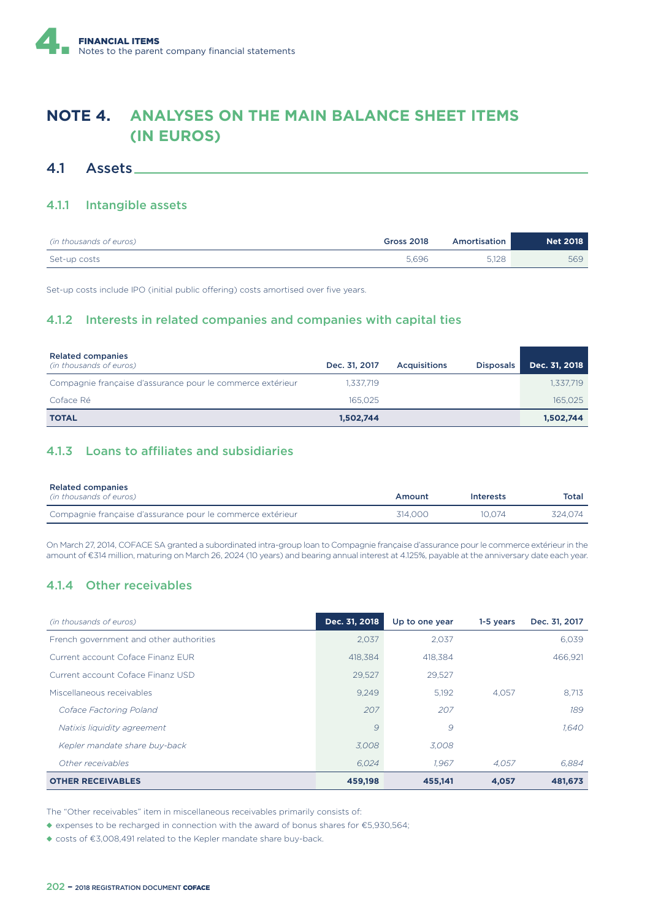# NOTE 4. ANALYSES ON THE MAIN BALANCE SHEET ITEMS (IN EUROS)

## 4.1 Assets

### 4.1.1 Intangible assets

| *(in thousands of euros)* | Gross 2018 | Amortisation | Net 2018 |
|---|---|---|---|
| Set-up costs | 5,696 | 5,128 | 569 |

Set-up costs include IPO (initial public offering) costs amortised over five years.

### 4.1.2 Interests in related companies and companies with capital ties

| **Related companies** *(in thousands of euros)* | Dec. 31, 2017 | Acquisitions | Disposals | Dec. 31, 2018 |
|---|---|---|---|---|
| Compagnie française d'assurance pour le commerce extérieur | 1,337,719 | | | 1,337,719 |
| Coface Ré | 165,025 | | | 165,025 |
| **TOTAL** | **1,502,744** | | | **1,502,744** |

### 4.1.3 Loans to affiliates and subsidiaries

| **Related companies** *(in thousands of euros)* | Amount | Interests | Total |
|---|---|---|---|
| Compagnie française d'assurance pour le commerce extérieur | 314,000 | 10,074 | 324,074 |

On March 27, 2014, COFACE SA granted a subordinated intra-group loan to Compagnie française d'assurance pour le commerce extérieur in the amount of €314 million, maturing on March 26, 2024 (10 years) and bearing annual interest at 4.125%, payable at the anniversary date each year.

### 4.1.4 Other receivables

| *(in thousands of euros)* | Dec. 31, 2018 | Up to one year | 1-5 years | Dec. 31, 2017 |
|---|---|---|---|---|
| French government and other authorities | 2,037 | 2,037 | | 6,039 |
| Current account Coface Finanz EUR | 418,384 | 418,384 | | 466,921 |
| Current account Coface Finanz USD | 29,527 | 29,527 | | |
| Miscellaneous receivables | 9,249 | 5,192 | 4,057 | 8,713 |
| *Coface Factoring Poland* | *207* | *207* | | *189* |
| *Natixis liquidity agreement* | *9* | *9* | | *1,640* |
| *Kepler mandate share buy-back* | *3,008* | *3,008* | | |
| *Other receivables* | *6,024* | *1,967* | *4,057* | *6,884* |
| **OTHER RECEIVABLES** | **459,198** | **455,141** | **4,057** | **481,673** |

The "Other receivables" item in miscellaneous receivables primarily consists of:

- expenses to be recharged in connection with the award of bonus shares for €5,930,564;
- costs of €3,008,491 related to the Kepler mandate share buy-back.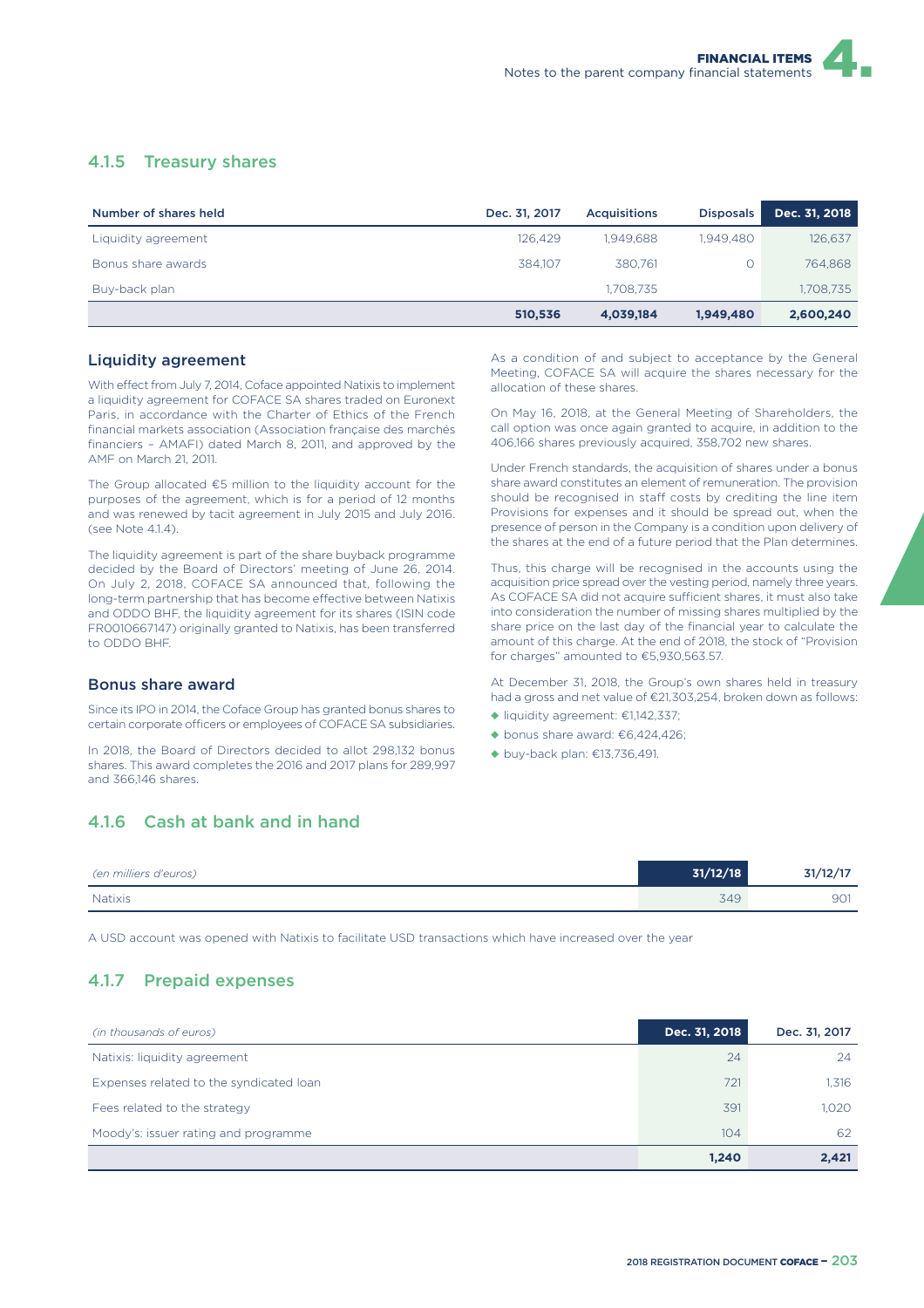### 4.1.5 Treasury shares

| Number of shares held | Dec. 31, 2017 | Acquisitions | Disposals | Dec. 31, 2018 |
|---|---|---|---|---|
| Liquidity agreement | 126,429 | 1,949,688 | 1,949,480 | 126,637 |
| Bonus share awards | 384,107 | 380,761 | 0 | 764,868 |
| Buy-back plan | | 1,708,735 | | 1,708,735 |
| | **510,536** | **4,039,184** | **1,949,480** | **2,600,240** |

#### Liquidity agreement

With effect from July 7, 2014, Coface appointed Natixis to implement a liquidity agreement for COFACE SA shares traded on Euronext Paris, in accordance with the Charter of Ethics of the French financial markets association (Association française des marchés financiers – AMAFI) dated March 8, 2011, and approved by the AMF on March 21, 2011.

The Group allocated €5 million to the liquidity account for the purposes of the agreement, which is for a period of 12 months and was renewed by tacit agreement in July 2015 and July 2016. (see Note 4.1.4).

The liquidity agreement is part of the share buyback programme decided by the Board of Directors' meeting of June 26, 2014. On July 2, 2018, COFACE SA announced that, following the long-term partnership that has become effective between Natixis and ODDO BHF, the liquidity agreement for its shares (ISIN code FR0010667147) originally granted to Natixis, has been transferred to ODDO BHF.

#### Bonus share award

Since its IPO in 2014, the Coface Group has granted bonus shares to certain corporate officers or employees of COFACE SA subsidiaries.

In 2018, the Board of Directors decided to allot 298,132 bonus shares. This award completes the 2016 and 2017 plans for 289,997 and 366,146 shares.

As a condition of and subject to acceptance by the General Meeting, COFACE SA will acquire the shares necessary for the allocation of these shares.

On May 16, 2018, at the General Meeting of Shareholders, the call option was once again granted to acquire, in addition to the 406,166 shares previously acquired, 358,702 new shares.

Under French standards, the acquisition of shares under a bonus share award constitutes an element of remuneration. The provision should be recognised in staff costs by crediting the line item Provisions for expenses and it should be spread out, when the presence of person in the Company is a condition upon delivery of the shares at the end of a future period that the Plan determines.

Thus, this charge will be recognised in the accounts using the acquisition price spread over the vesting period, namely three years. As COFACE SA did not acquire sufficient shares, it must also take into consideration the number of missing shares multiplied by the share price on the last day of the financial year to calculate the amount of this charge. At the end of 2018, the stock of "Provision for charges" amounted to €5,930,563.57.

At December 31, 2018, the Group's own shares held in treasury had a gross and net value of €21,303,254, broken down as follows:

- liquidity agreement: €1,142,337;
- bonus share award: €6,424,426;
- buy-back plan: €13,736,491.

### 4.1.6 Cash at bank and in hand

| *(en milliers d'euros)* | 31/12/18 | 31/12/17 |
|---|---|---|
| Natixis | 349 | 901 |

A USD account was opened with Natixis to facilitate USD transactions which have increased over the year

### 4.1.7 Prepaid expenses

| *(in thousands of euros)* | Dec. 31, 2018 | Dec. 31, 2017 |
|---|---|---|
| Natixis: liquidity agreement | 24 | 24 |
| Expenses related to the syndicated loan | 721 | 1,316 |
| Fees related to the strategy | 391 | 1,020 |
| Moody's: issuer rating and programme | 104 | 62 |
| | **1,240** | **2,421** |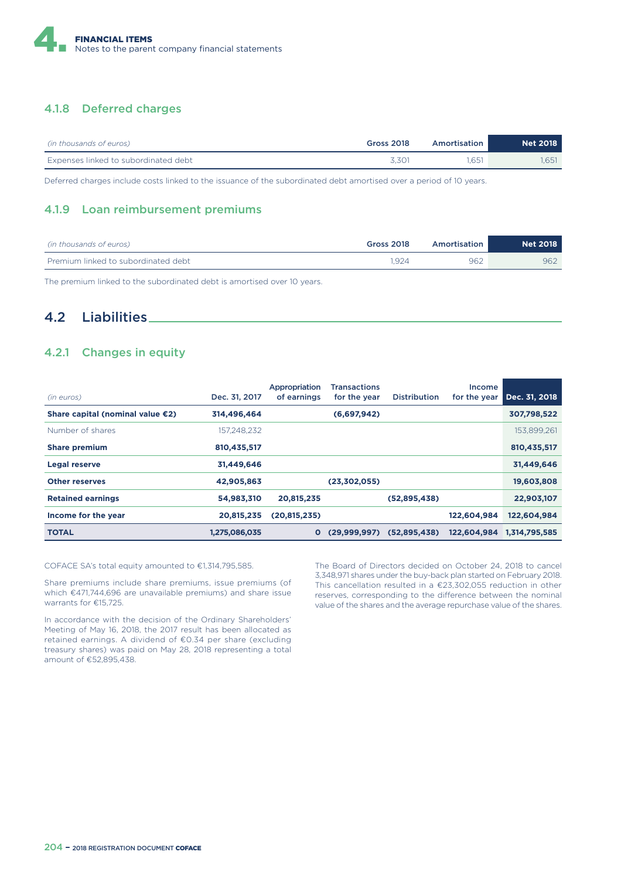### 4.1.8 Deferred charges

| *(in thousands of euros)* | Gross 2018 | Amortisation | Net 2018 |
|---|---|---|---|
| Expenses linked to subordinated debt | 3,301 | 1,651 | 1,651 |

Deferred charges include costs linked to the issuance of the subordinated debt amortised over a period of 10 years.

### 4.1.9 Loan reimbursement premiums

| *(in thousands of euros)* | Gross 2018 | Amortisation | Net 2018 |
|---|---|---|---|
| Premium linked to subordinated debt | 1,924 | 962 | 962 |

The premium linked to the subordinated debt is amortised over 10 years.

## 4.2 Liabilities

### 4.2.1 Changes in equity

| *(in euros)* | Dec. 31, 2017 | Appropriation of earnings | Transactions for the year | Distribution | Income for the year | Dec. 31, 2018 |
|---|---|---|---|---|---|---|
| **Share capital (nominal value €2)** | **314,496,464** | | **(6,697,942)** | | | **307,798,522** |
| Number of shares | 157,248,232 | | | | | 153,899,261 |
| **Share premium** | **810,435,517** | | | | | **810,435,517** |
| **Legal reserve** | **31,449,646** | | | | | **31,449,646** |
| **Other reserves** | **42,905,863** | | **(23,302,055)** | | | **19,603,808** |
| **Retained earnings** | **54,983,310** | **20,815,235** | | **(52,895,438)** | | **22,903,107** |
| **Income for the year** | **20,815,235** | **(20,815,235)** | | | **122,604,984** | **122,604,984** |
| **TOTAL** | **1,275,086,035** | **0** | **(29,999,997)** | **(52,895,438)** | **122,604,984** | **1,314,795,585** |

COFACE SA's total equity amounted to €1,314,795,585.

Share premiums include share premiums, issue premiums (of which €471,744,696 are unavailable premiums) and share issue warrants for €15,725.

In accordance with the decision of the Ordinary Shareholders' Meeting of May 16, 2018, the 2017 result has been allocated as retained earnings. A dividend of €0.34 per share (excluding treasury shares) was paid on May 28, 2018 representing a total amount of €52,895,438.

The Board of Directors decided on October 24, 2018 to cancel 3,348,971 shares under the buy-back plan started on February 2018. This cancellation resulted in a €23,302,055 reduction in other reserves, corresponding to the difference between the nominal value of the shares and the average repurchase value of the shares.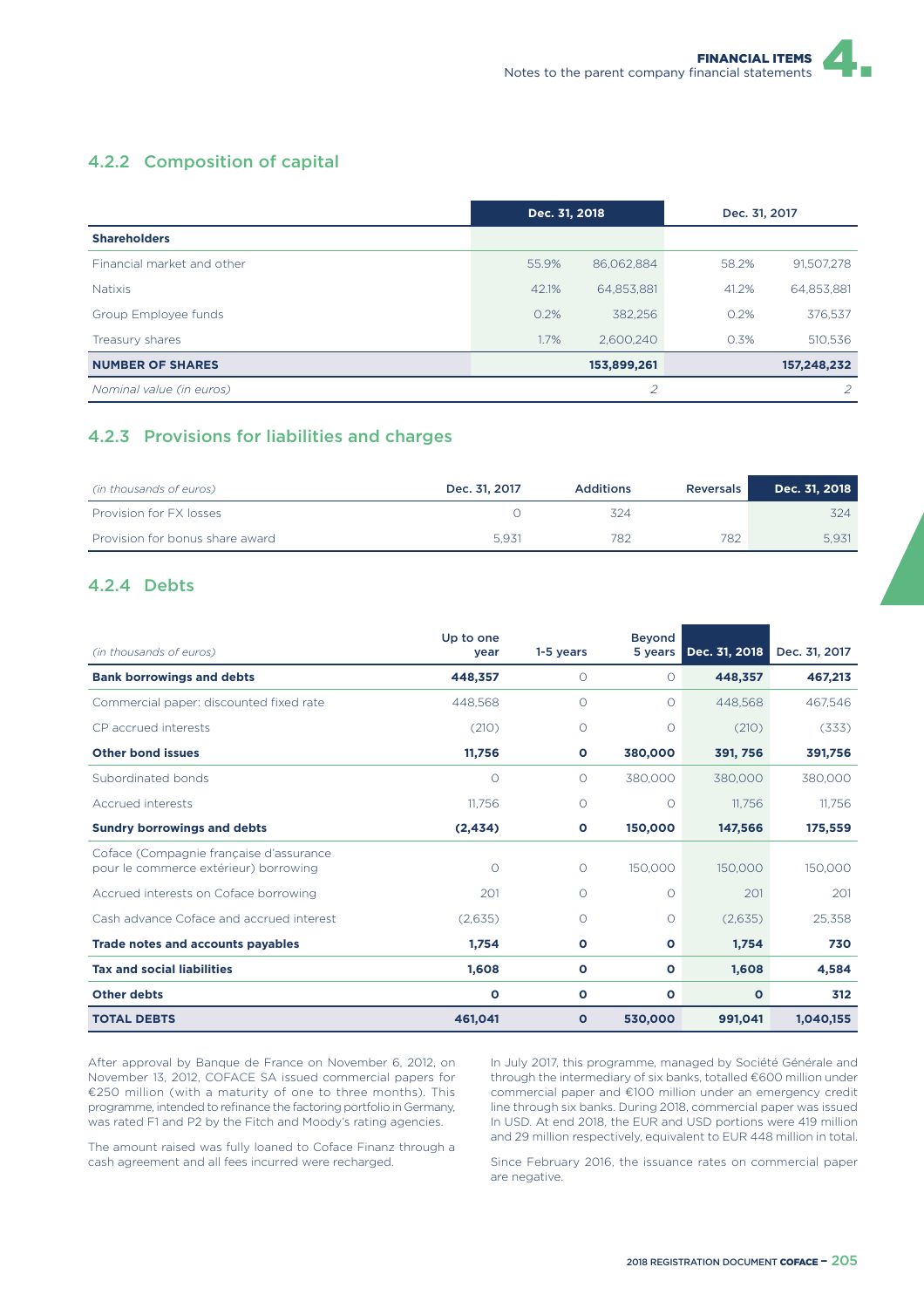### 4.2.2 Composition of capital

| | Dec. 31, 2018 | | Dec. 31, 2017 | |
|---|---|---|---|---|
| **Shareholders** | | | | |
| Financial market and other | 55.9% | 86,062,884 | 58.2% | 91,507,278 |
| Natixis | 42.1% | 64,853,881 | 41.2% | 64,853,881 |
| Group Employee funds | 0.2% | 382,256 | 0.2% | 376,537 |
| Treasury shares | 1.7% | 2,600,240 | 0.3% | 510,536 |
| **NUMBER OF SHARES** | | **153,899,261** | | **157,248,232** |
| *Nominal value (in euros)* | | *2* | | *2* |

### 4.2.3 Provisions for liabilities and charges

| *(in thousands of euros)* | Dec. 31, 2017 | Additions | Reversals | Dec. 31, 2018 |
|---|---|---|---|---|
| Provision for FX losses | 0 | 324 | | 324 |
| Provision for bonus share award | 5,931 | 782 | 782 | 5,931 |

### 4.2.4 Debts

| *(in thousands of euros)* | Up to one year | 1-5 years | Beyond 5 years | Dec. 31, 2018 | Dec. 31, 2017 |
|---|---|---|---|---|---|
| **Bank borrowings and debts** | **448,357** | 0 | 0 | **448,357** | **467,213** |
| Commercial paper: discounted fixed rate | 448,568 | 0 | 0 | 448,568 | 467,546 |
| CP accrued interests | (210) | 0 | 0 | (210) | (333) |
| **Other bond issues** | **11,756** | **0** | **380,000** | **391, 756** | **391,756** |
| Subordinated bonds | 0 | 0 | 380,000 | 380,000 | 380,000 |
| Accrued interests | 11,756 | 0 | 0 | 11,756 | 11,756 |
| **Sundry borrowings and debts** | **(2,434)** | **0** | **150,000** | **147,566** | **175,559** |
| Coface (Compagnie française d'assurance pour le commerce extérieur) borrowing | 0 | 0 | 150,000 | 150,000 | 150,000 |
| Accrued interests on Coface borrowing | 201 | 0 | 0 | 201 | 201 |
| Cash advance Coface and accrued interest | (2,635) | 0 | 0 | (2,635) | 25,358 |
| **Trade notes and accounts payables** | **1,754** | **0** | **0** | **1,754** | **730** |
| **Tax and social liabilities** | **1,608** | **0** | **0** | **1,608** | **4,584** |
| **Other debts** | **0** | **0** | **0** | **0** | **312** |
| **TOTAL DEBTS** | **461,041** | **0** | **530,000** | **991,041** | **1,040,155** |

After approval by Banque de France on November 6, 2012, on November 13, 2012, COFACE SA issued commercial papers for €250 million (with a maturity of one to three months). This programme, intended to refinance the factoring portfolio in Germany, was rated F1 and P2 by the Fitch and Moody's rating agencies.

The amount raised was fully loaned to Coface Finanz through a cash agreement and all fees incurred were recharged.

In July 2017, this programme, managed by Société Générale and through the intermediary of six banks, totalled €600 million under commercial paper and €100 million under an emergency credit line through six banks. During 2018, commercial paper was issued In USD. At end 2018, the EUR and USD portions were 419 million and 29 million respectively, equivalent to EUR 448 million in total.

Since February 2016, the issuance rates on commercial paper are negative.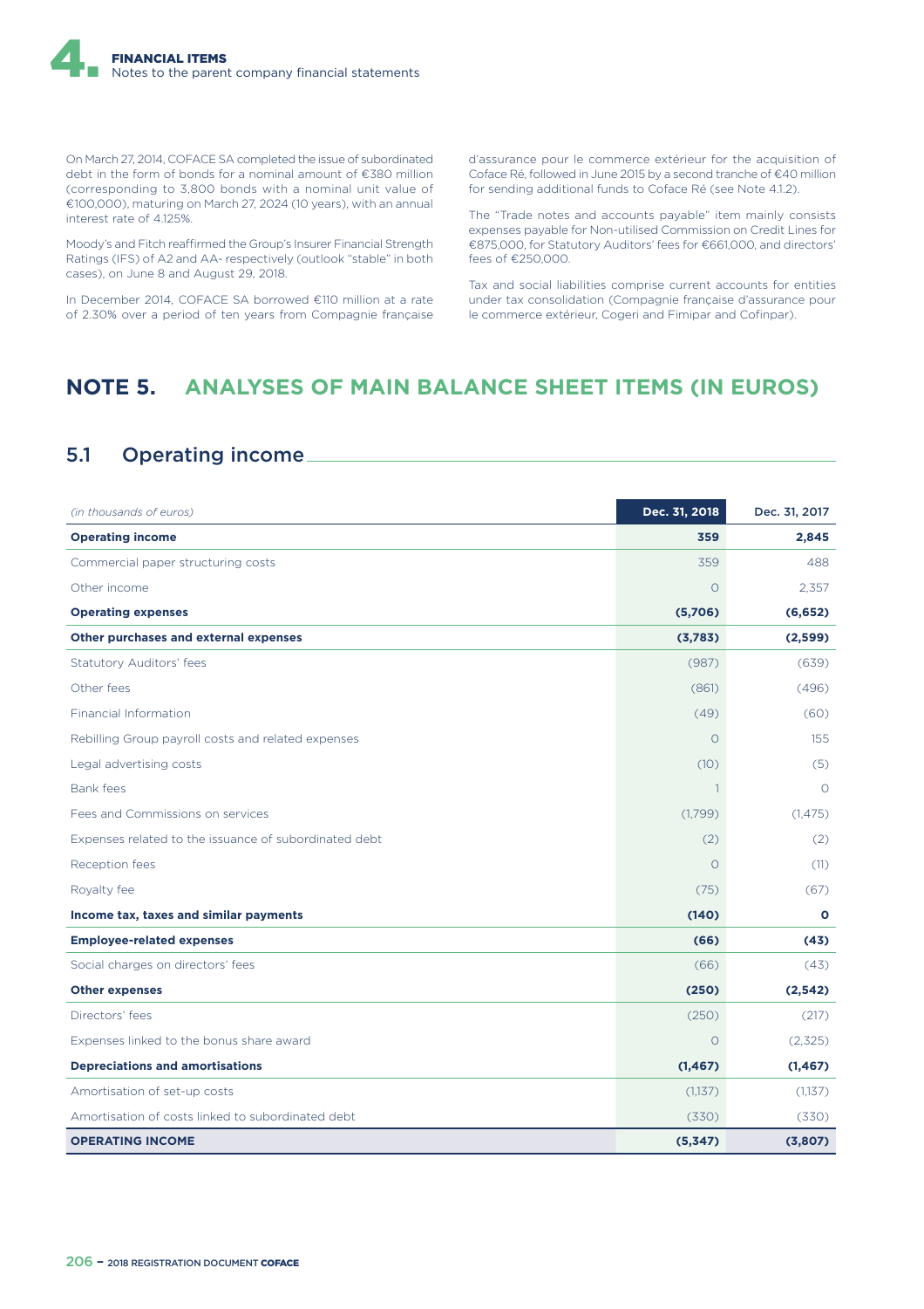On March 27, 2014, COFACE SA completed the issue of subordinated debt in the form of bonds for a nominal amount of €380 million (corresponding to 3,800 bonds with a nominal unit value of €100,000), maturing on March 27, 2024 (10 years), with an annual interest rate of 4.125%.

Moody's and Fitch reaffirmed the Group's Insurer Financial Strength Ratings (IFS) of A2 and AA- respectively (outlook "stable" in both cases), on June 8 and August 29, 2018.

In December 2014, COFACE SA borrowed €110 million at a rate of 2.30% over a period of ten years from Compagnie française d'assurance pour le commerce extérieur for the acquisition of Coface Ré, followed in June 2015 by a second tranche of €40 million for sending additional funds to Coface Ré (see Note 4.1.2).

The "Trade notes and accounts payable" item mainly consists expenses payable for Non-utilised Commission on Credit Lines for €875,000, for Statutory Auditors' fees for €661,000, and directors' fees of €250,000.

Tax and social liabilities comprise current accounts for entities under tax consolidation (Compagnie française d'assurance pour le commerce extérieur, Cogeri and Fimipar and Cofinpar).

# NOTE 5. ANALYSES OF MAIN BALANCE SHEET ITEMS (IN EUROS)

## 5.1 Operating income

| *(in thousands of euros)* | Dec. 31, 2018 | Dec. 31, 2017 |
|---|---|---|
| **Operating income** | **359** | **2,845** |
| Commercial paper structuring costs | 359 | 488 |
| Other income | 0 | 2,357 |
| **Operating expenses** | **(5,706)** | **(6,652)** |
| **Other purchases and external expenses** | **(3,783)** | **(2,599)** |
| Statutory Auditors' fees | (987) | (639) |
| Other fees | (861) | (496) |
| Financial Information | (49) | (60) |
| Rebilling Group payroll costs and related expenses | 0 | 155 |
| Legal advertising costs | (10) | (5) |
| Bank fees | 1 | 0 |
| Fees and Commissions on services | (1,799) | (1,475) |
| Expenses related to the issuance of subordinated debt | (2) | (2) |
| Reception fees | 0 | (11) |
| Royalty fee | (75) | (67) |
| **Income tax, taxes and similar payments** | **(140)** | **0** |
| **Employee-related expenses** | **(66)** | **(43)** |
| Social charges on directors' fees | (66) | (43) |
| **Other expenses** | **(250)** | **(2,542)** |
| Directors' fees | (250) | (217) |
| Expenses linked to the bonus share award | 0 | (2,325) |
| **Depreciations and amortisations** | **(1,467)** | **(1,467)** |
| Amortisation of set-up costs | (1,137) | (1,137) |
| Amortisation of costs linked to subordinated debt | (330) | (330) |
| **OPERATING INCOME** | **(5,347)** | **(3,807)** |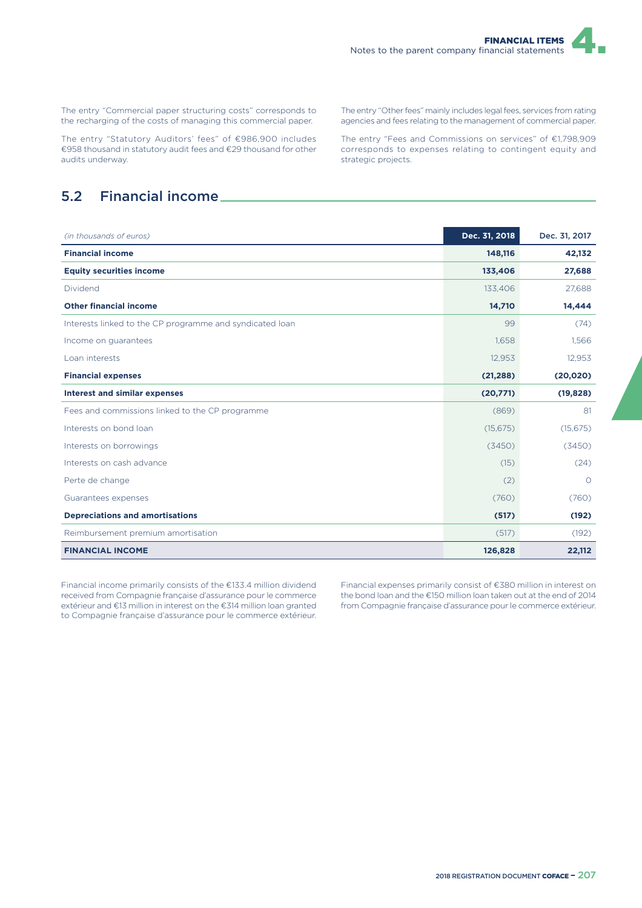The entry "Commercial paper structuring costs" corresponds to the recharging of the costs of managing this commercial paper.

The entry "Statutory Auditors' fees" of €986,900 includes €958 thousand in statutory audit fees and €29 thousand for other audits underway.

The entry "Other fees" mainly includes legal fees, services from rating agencies and fees relating to the management of commercial paper.

The entry "Fees and Commissions on services" of €1,798,909 corresponds to expenses relating to contingent equity and strategic projects.

## 5.2 Financial income

| *(in thousands of euros)* | Dec. 31, 2018 | Dec. 31, 2017 |
|---|---|---|
| **Financial income** | **148,116** | **42,132** |
| **Equity securities income** | **133,406** | **27,688** |
| Dividend | 133,406 | 27,688 |
| **Other financial income** | **14,710** | **14,444** |
| Interests linked to the CP programme and syndicated loan | 99 | (74) |
| Income on guarantees | 1,658 | 1,566 |
| Loan interests | 12,953 | 12,953 |
| **Financial expenses** | **(21,288)** | **(20,020)** |
| **Interest and similar expenses** | **(20,771)** | **(19,828)** |
| Fees and commissions linked to the CP programme | (869) | 81 |
| Interests on bond loan | (15,675) | (15,675) |
| Interests on borrowings | (3450) | (3450) |
| Interests on cash advance | (15) | (24) |
| Perte de change | (2) | 0 |
| Guarantees expenses | (760) | (760) |
| **Depreciations and amortisations** | **(517)** | **(192)** |
| Reimbursement premium amortisation | (517) | (192) |
| **FINANCIAL INCOME** | **126,828** | **22,112** |

Financial income primarily consists of the €133.4 million dividend received from Compagnie française d'assurance pour le commerce extérieur and €13 million in interest on the €314 million loan granted to Compagnie française d'assurance pour le commerce extérieur.

Financial expenses primarily consist of €380 million in interest on the bond loan and the €150 million loan taken out at the end of 2014 from Compagnie française d'assurance pour le commerce extérieur.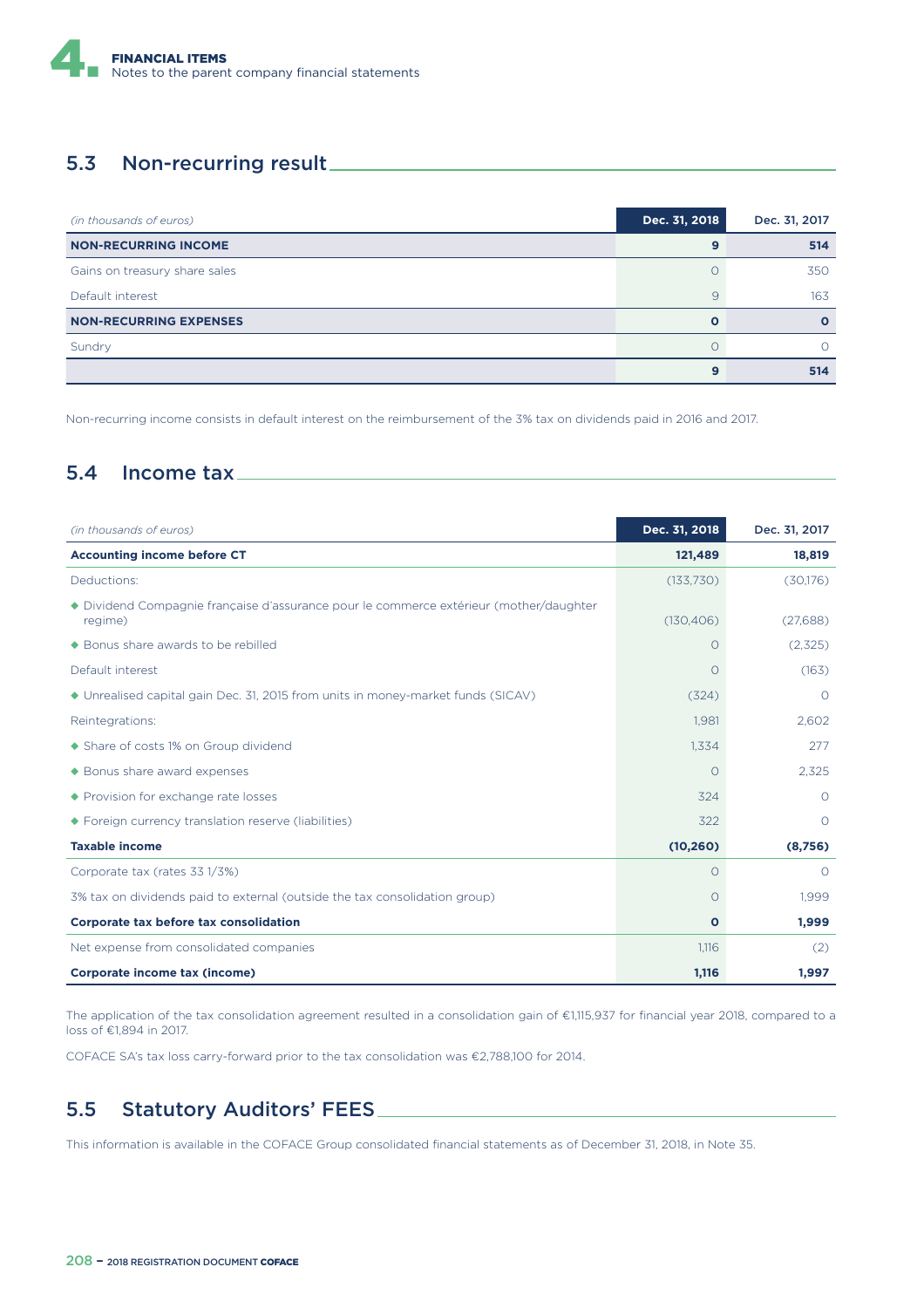## 5.3 Non-recurring result

| *(in thousands of euros)* | Dec. 31, 2018 | Dec. 31, 2017 |
|---|---|---|
| **NON-RECURRING INCOME** | **9** | **514** |
| Gains on treasury share sales | 0 | 350 |
| Default interest | 9 | 163 |
| **NON-RECURRING EXPENSES** | **0** | **0** |
| Sundry | 0 | 0 |
| | **9** | **514** |

Non-recurring income consists in default interest on the reimbursement of the 3% tax on dividends paid in 2016 and 2017.

## 5.4 Income tax

| *(in thousands of euros)* | Dec. 31, 2018 | Dec. 31, 2017 |
|---|---|---|
| **Accounting income before CT** | **121,489** | **18,819** |
| Deductions: | (133,730) | (30,176) |
| ◆ Dividend Compagnie française d'assurance pour le commerce extérieur (mother/daughter regime) | (130,406) | (27,688) |
| ◆ Bonus share awards to be rebilled | 0 | (2,325) |
| Default interest | 0 | (163) |
| ◆ Unrealised capital gain Dec. 31, 2015 from units in money-market funds (SICAV) | (324) | 0 |
| Reintegrations: | 1,981 | 2,602 |
| ◆ Share of costs 1% on Group dividend | 1,334 | 277 |
| ◆ Bonus share award expenses | 0 | 2,325 |
| ◆ Provision for exchange rate losses | 324 | 0 |
| ◆ Foreign currency translation reserve (liabilities) | 322 | 0 |
| **Taxable income** | **(10,260)** | **(8,756)** |
| Corporate tax (rates 33 1/3%) | 0 | 0 |
| 3% tax on dividends paid to external (outside the tax consolidation group) | 0 | 1,999 |
| **Corporate tax before tax consolidation** | **0** | **1,999** |
| Net expense from consolidated companies | 1,116 | (2) |
| **Corporate income tax (income)** | **1,116** | **1,997** |

The application of the tax consolidation agreement resulted in a consolidation gain of €1,115,937 for financial year 2018, compared to a loss of €1,894 in 2017.

COFACE SA's tax loss carry-forward prior to the tax consolidation was €2,788,100 for 2014.

## 5.5 Statutory Auditors' FEES

This information is available in the COFACE Group consolidated financial statements as of December 31, 2018, in Note 35.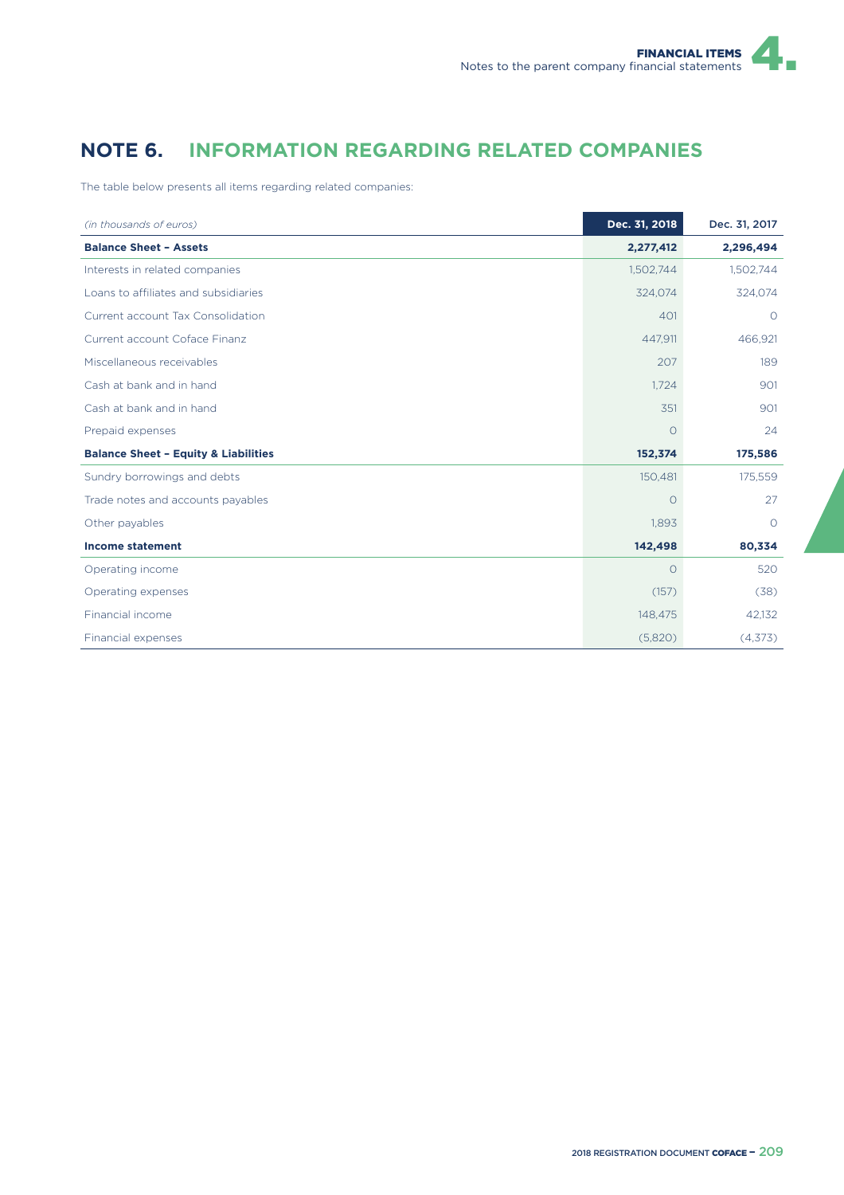# NOTE 6. INFORMATION REGARDING RELATED COMPANIES

The table below presents all items regarding related companies:

| *(in thousands of euros)* | Dec. 31, 2018 | Dec. 31, 2017 |
|---|---|---|
| **Balance Sheet – Assets** | **2,277,412** | **2,296,494** |
| Interests in related companies | 1,502,744 | 1,502,744 |
| Loans to affiliates and subsidiaries | 324,074 | 324,074 |
| Current account Tax Consolidation | 401 | 0 |
| Current account Coface Finanz | 447,911 | 466,921 |
| Miscellaneous receivables | 207 | 189 |
| Cash at bank and in hand | 1,724 | 901 |
| Cash at bank and in hand | 351 | 901 |
| Prepaid expenses | 0 | 24 |
| **Balance Sheet – Equity & Liabilities** | **152,374** | **175,586** |
| Sundry borrowings and debts | 150,481 | 175,559 |
| Trade notes and accounts payables | 0 | 27 |
| Other payables | 1,893 | 0 |
| **Income statement** | **142,498** | **80,334** |
| Operating income | 0 | 520 |
| Operating expenses | (157) | (38) |
| Financial income | 148,475 | 42,132 |
| Financial expenses | (5,820) | (4,373) |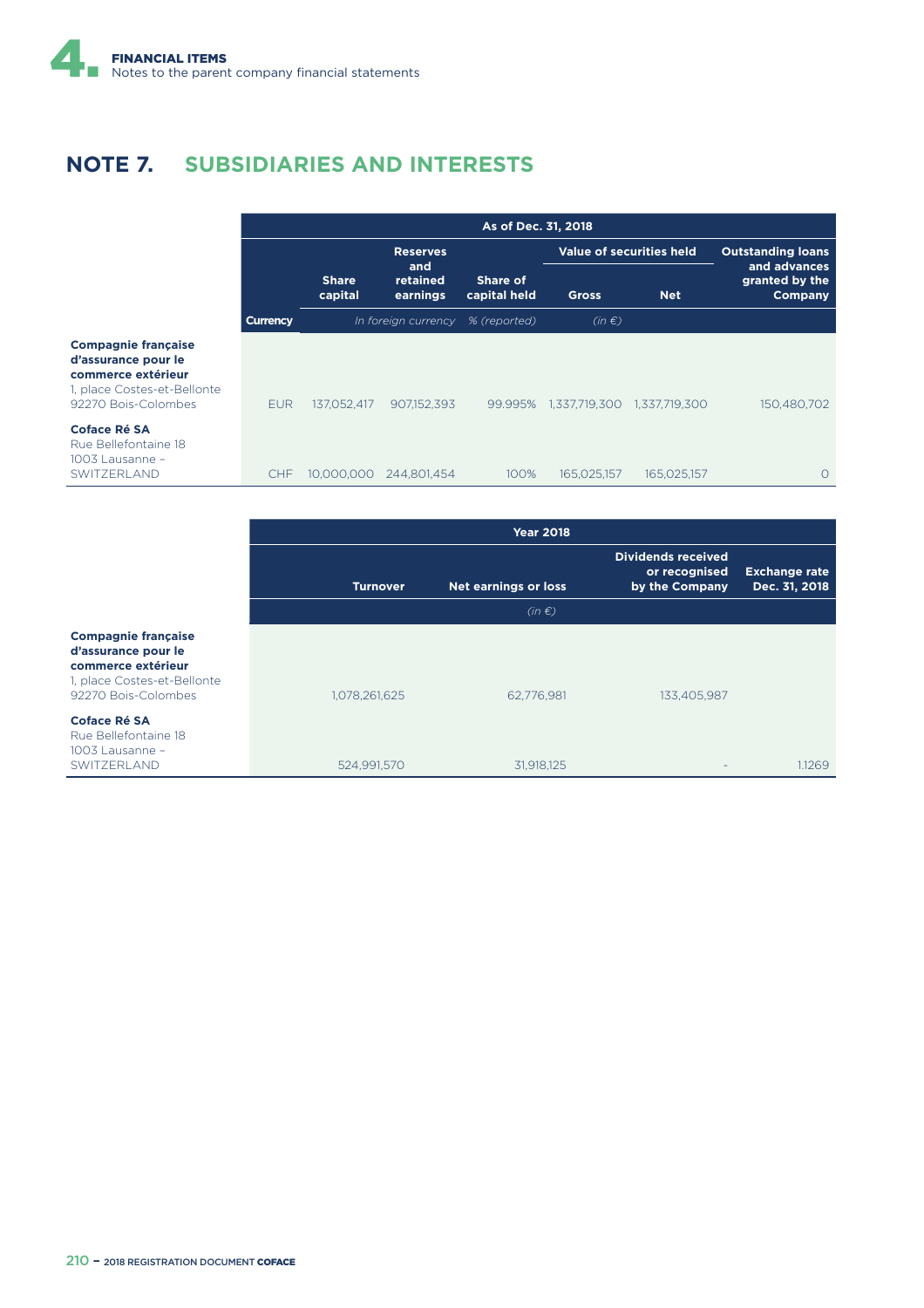## NOTE 7. SUBSIDIARIES AND INTERESTS

| | As of Dec. 31, 2018 | | | | | | |
|---|---|---|---|---|---|---|---|
| | | Share capital | Reserves and retained earnings | Share of capital held | Value of securities held | | Outstanding loans and advances granted by the Company |
| | | | | | Gross | Net | |
| | Currency | In foreign currency | | % (reported) | (in €) | | |
| **Compagnie française d'assurance pour le commerce extérieur** 1, place Costes-et-Bellonte 92270 Bois-Colombes | EUR | 137,052,417 | 907,152,393 | 99.995% | 1,337,719,300 | 1,337,719,300 | 150,480,702 |
| **Coface Ré SA** Rue Bellefontaine 18 1003 Lausanne – SWITZERLAND | CHF | 10,000,000 | 244,801,454 | 100% | 165,025,157 | 165,025,157 | 0 |

| | Year 2018 | | | |
|---|---|---|---|---|
| | Turnover | Net earnings or loss | Dividends received or recognised by the Company | Exchange rate Dec. 31, 2018 |
| | (in €) | | | |
| **Compagnie française d'assurance pour le commerce extérieur** 1, place Costes-et-Bellonte 92270 Bois-Colombes | 1,078,261,625 | 62,776,981 | 133,405,987 | |
| **Coface Ré SA** Rue Bellefontaine 18 1003 Lausanne – SWITZERLAND | 524,991,570 | 31,918,125 | - | 1.1269 |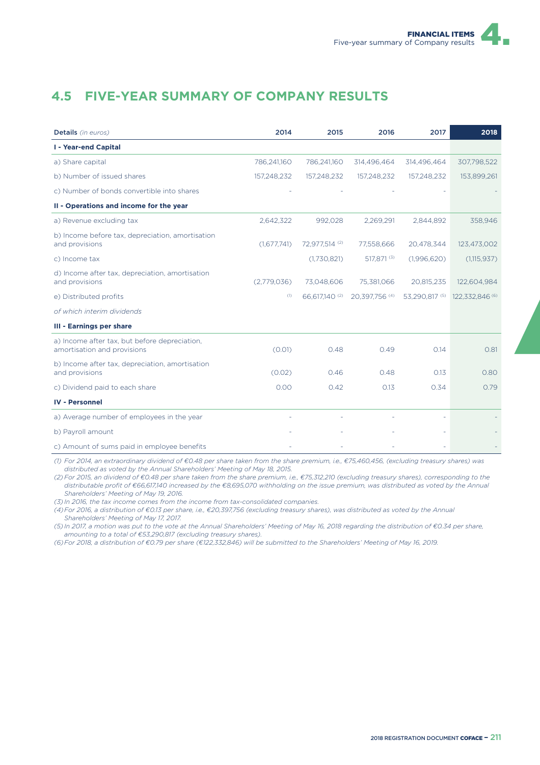## 4.5 FIVE-YEAR SUMMARY OF COMPANY RESULTS

| **Details** *(in euros)* | **2014** | **2015** | **2016** | **2017** | **2018** |
|---|---|---|---|---|---|
| **I - Year-end Capital** | | | | | |
| a) Share capital | 786,241,160 | 786,241,160 | 314,496,464 | 314,496,464 | 307,798,522 |
| b) Number of issued shares | 157,248,232 | 157,248,232 | 157,248,232 | 157,248,232 | 153,899,261 |
| c) Number of bonds convertible into shares | - | - | - | - | - |
| **II - Operations and income for the year** | | | | | |
| a) Revenue excluding tax | 2,642,322 | 992,028 | 2,269,291 | 2,844,892 | 358,946 |
| b) Income before tax, depreciation, amortisation and provisions | (1,677,741) | 72,977,514 (2) | 77,558,666 | 20,478,344 | 123,473,002 |
| c) Income tax | | (1,730,821) | 517,871 (3) | (1,996,620) | (1,115,937) |
| d) Income after tax, depreciation, amortisation and provisions | (2,779,036) | 73,048,606 | 75,381,066 | 20,815,235 | 122,604,984 |
| e) Distributed profits | (1) | 66,617,140 (2) | 20,397,756 (4) | 53,290,817 (5) | 122,332,846 (6) |
| *of which interim dividends* | | | | | |
| **III - Earnings per share** | | | | | |
| a) Income after tax, but before depreciation, amortisation and provisions | (0.01) | 0.48 | 0.49 | 0.14 | 0.81 |
| b) Income after tax, depreciation, amortisation and provisions | (0.02) | 0.46 | 0.48 | 0.13 | 0.80 |
| c) Dividend paid to each share | 0.00 | 0.42 | 0.13 | 0.34 | 0.79 |
| **IV - Personnel** | | | | | |
| a) Average number of employees in the year | - | - | - | - | - |
| b) Payroll amount | - | - | - | - | - |
| c) Amount of sums paid in employee benefits | - | - | - | - | - |

*(1) For 2014, an extraordinary dividend of €0.48 per share taken from the share premium, i.e., €75,460,456, (excluding treasury shares) was distributed as voted by the Annual Shareholders' Meeting of May 18, 2015.*

*(2) For 2015, an dividend of €0.48 per share taken from the share premium, i.e., €75,312,210 (excluding treasury shares), corresponding to the distributable profit of €66,617,140 increased by the €8,695,070 withholding on the issue premium, was distributed as voted by the Annual Shareholders' Meeting of May 19, 2016.*

*(3) In 2016, the tax income comes from the income from tax-consolidated companies.*

*(4) For 2016, a distribution of €0.13 per share, i.e., €20,397,756 (excluding treasury shares), was distributed as voted by the Annual Shareholders' Meeting of May 17, 2017.*

*(5) In 2017, a motion was put to the vote at the Annual Shareholders' Meeting of May 16, 2018 regarding the distribution of €0.34 per share, amounting to a total of €53,290,817 (excluding treasury shares).*

*(6) For 2018, a distribution of €0.79 per share (€122,332,846) will be submitted to the Shareholders' Meeting of May 16, 2019.*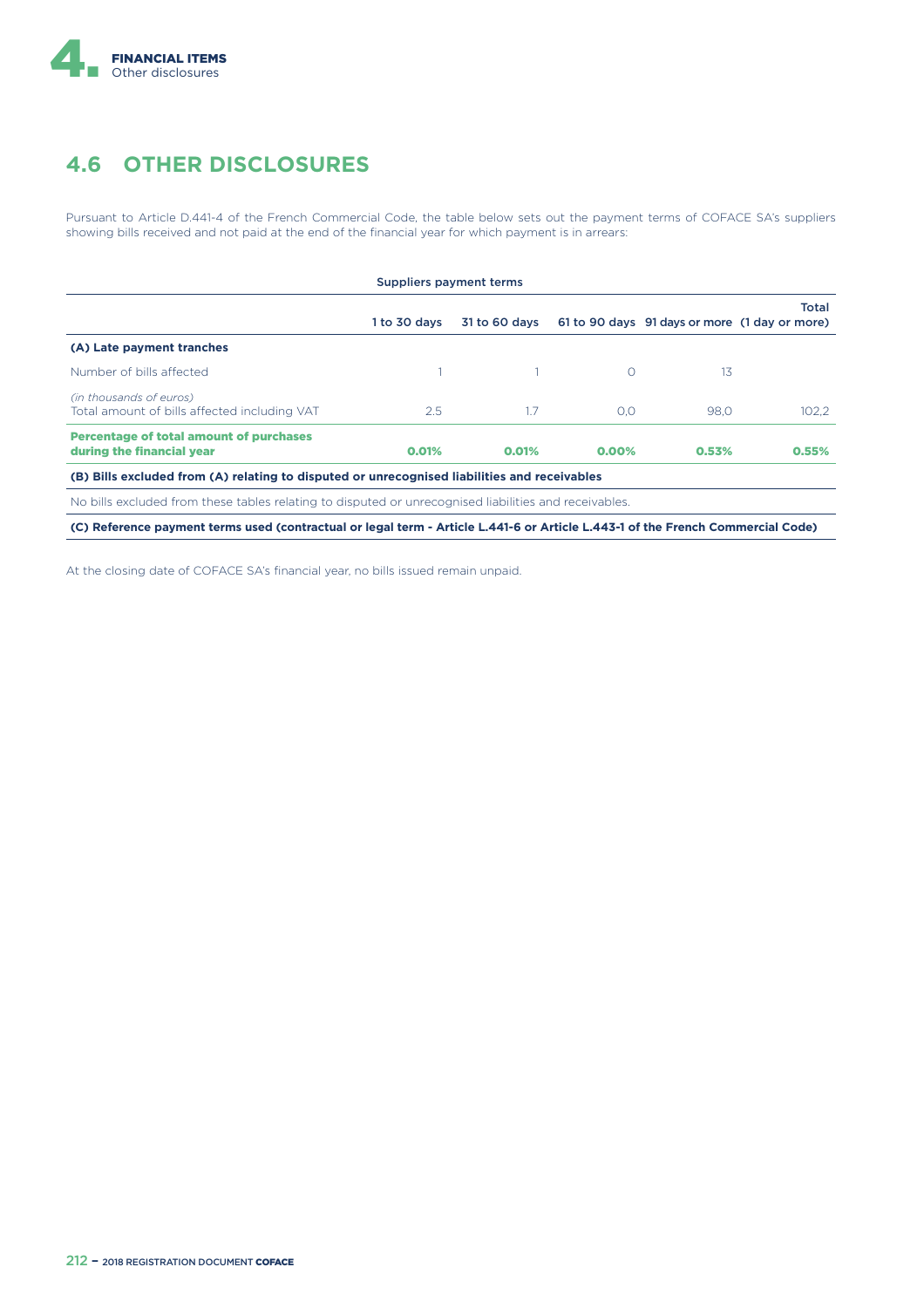## 4.6 OTHER DISCLOSURES

Pursuant to Article D.441-4 of the French Commercial Code, the table below sets out the payment terms of COFACE SA's suppliers showing bills received and not paid at the end of the financial year for which payment is in arrears:

| Suppliers payment terms | 1 to 30 days | 31 to 60 days | 61 to 90 days | 91 days or more | Total (1 day or more) |
|---|---|---|---|---|---|
| **(A) Late payment tranches** | | | | | |
| Number of bills affected | 1 | 1 | 0 | 13 | |
| *(in thousands of euros)* Total amount of bills affected including VAT | 2.5 | 1.7 | 0,0 | 98,0 | 102,2 |
| **Percentage of total amount of purchases during the financial year** | **0.01%** | **0.01%** | **0.00%** | **0.53%** | **0.55%** |
| **(B) Bills excluded from (A) relating to disputed or unrecognised liabilities and receivables** | | | | | |
| No bills excluded from these tables relating to disputed or unrecognised liabilities and receivables. | | | | | |
| **(C) Reference payment terms used (contractual or legal term - Article L.441-6 or Article L.443-1 of the French Commercial Code)** | | | | | |

At the closing date of COFACE SA's financial year, no bills issued remain unpaid.